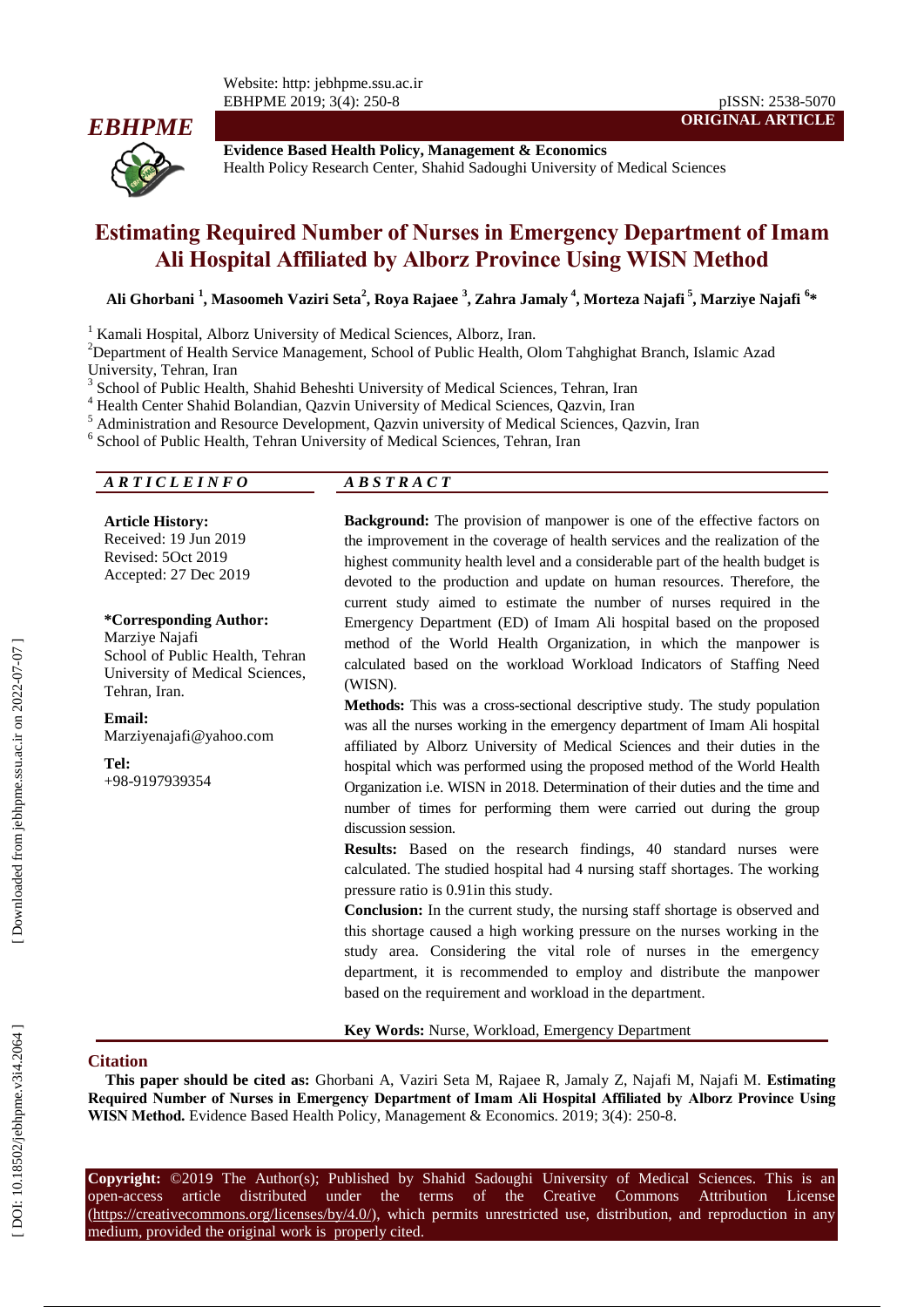**ORIGINAL ARTICLE**

**Evidence Based Health Policy, Management & Economics**
Health Policy Research Center, Shahid Sadoughi University of Medical Sciences

# Estimating Required Number of Nurses in Emergency Department of Imam Ali Hospital Affiliated by Alborz Province Using WISN Method

**Ali Ghorbani [1], Masoomeh Vaziri Seta[2], Roya Rajaee [3], Zahra Jamaly [4], Morteza Najafi [5], Marziye Najafi [6]***

[1] Kamali Hospital, Alborz University of Medical Sciences, Alborz, Iran.
[2]Department of Health Service Management, School of Public Health, Olom Tahghighat Branch, Islamic Azad University, Tehran, Iran
[3] School of Public Health, Shahid Beheshti University of Medical Sciences, Tehran, Iran
[4] Health Center Shahid Bolandian, Qazvin University of Medical Sciences, Qazvin, Iran
[5] Administration and Resource Development, Qazvin university of Medical Sciences, Qazvin, Iran
[6] School of Public Health, Tehran University of Medical Sciences, Tehran, Iran

## *ARTICLE INFO*

**Article History:**
Received: 19 Jun 2019
Revised: 5Oct 2019
Accepted: 27 Dec 2019

***Corresponding Author:**
Marziye Najafi
School of Public Health, Tehran University of Medical Sciences, Tehran, Iran.

**Email:**
Marziyenajafi@yahoo.com

**Tel:**
+98-9197939354

## *ABSTRACT*

**Background:** The provision of manpower is one of the effective factors on the improvement in the coverage of health services and the realization of the highest community health level and a considerable part of the health budget is devoted to the production and update on human resources. Therefore, the current study aimed to estimate the number of nurses required in the Emergency Department (ED) of Imam Ali hospital based on the proposed method of the World Health Organization, in which the manpower is calculated based on the workload Workload Indicators of Staffing Need (WISN).

**Methods:** This was a cross-sectional descriptive study. The study population was all the nurses working in the emergency department of Imam Ali hospital affiliated by Alborz University of Medical Sciences and their duties in the hospital which was performed using the proposed method of the World Health Organization i.e. WISN in 2018. Determination of their duties and the time and number of times for performing them were carried out during the group discussion session.

**Results:** Based on the research findings, 40 standard nurses were calculated. The studied hospital had 4 nursing staff shortages. The working pressure ratio is 0.91in this study.

**Conclusion:** In the current study, the nursing staff shortage is observed and this shortage caused a high working pressure on the nurses working in the study area. Considering the vital role of nurses in the emergency department, it is recommended to employ and distribute the manpower based on the requirement and workload in the department.

**Key Words:** Nurse, Workload, Emergency Department

## Citation

**This paper should be cited as:** Ghorbani A, Vaziri Seta M, Rajaee R, Jamaly Z, Najafi M, Najafi M. **Estimating Required Number of Nurses in Emergency Department of Imam Ali Hospital Affiliated by Alborz Province Using WISN Method.** Evidence Based Health Policy, Management & Economics. 2019; 3(4): 250-8.

**Copyright:** ©2019 The Author(s); Published by Shahid Sadoughi University of Medical Sciences. This is an open-access article distributed under the terms of the Creative Commons Attribution License (https://creativecommons.org/licenses/by/4.0/), which permits unrestricted use, distribution, and reproduction in any medium, provided the original work is properly cited.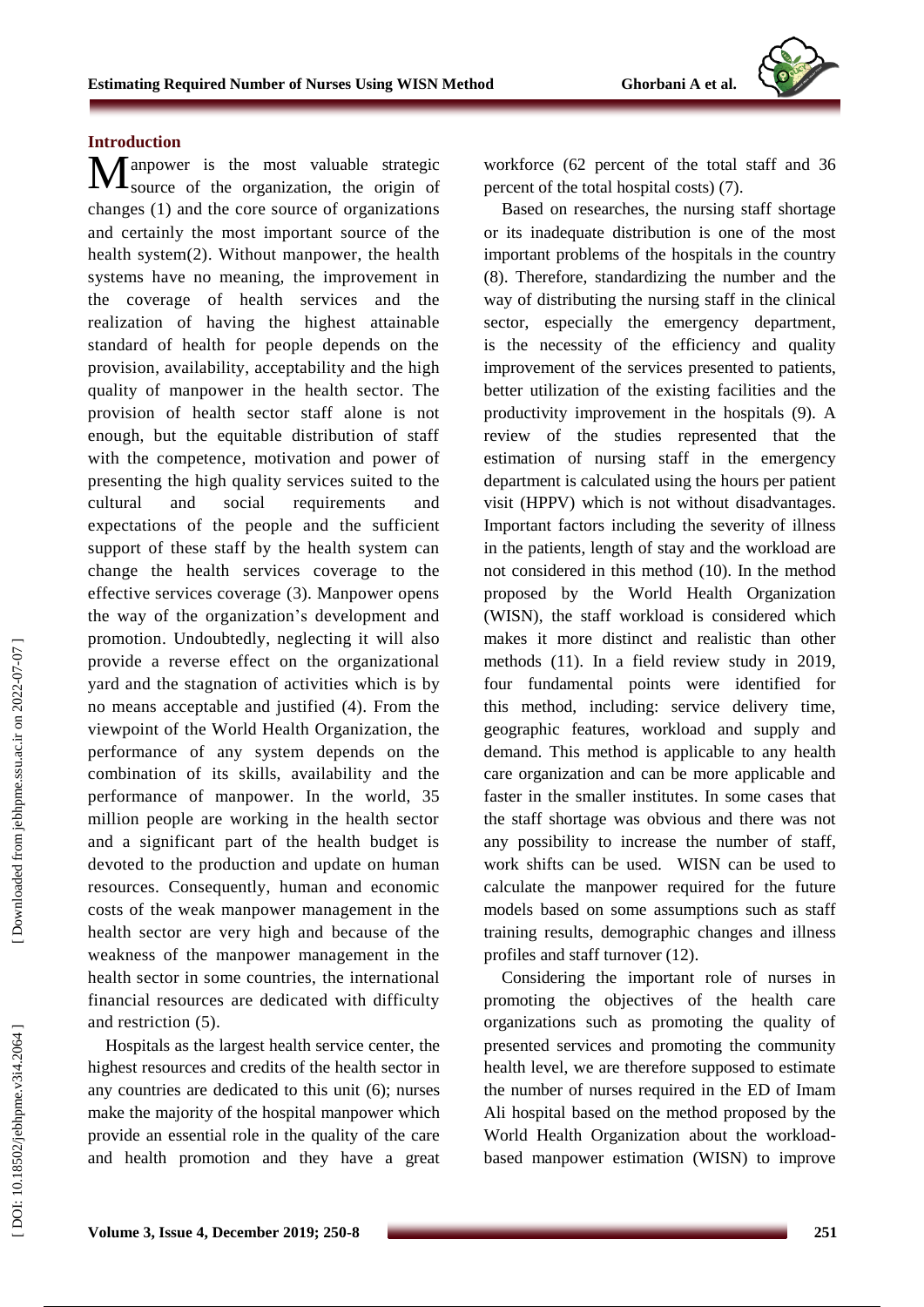## Introduction

Manpower is the most valuable strategic source of the organization, the origin of changes (1) and the core source of organizations and certainly the most important source of the health system(2). Without manpower, the health systems have no meaning, the improvement in the coverage of health services and the realization of having the highest attainable standard of health for people depends on the provision, availability, acceptability and the high quality of manpower in the health sector. The provision of health sector staff alone is not enough, but the equitable distribution of staff with the competence, motivation and power of presenting the high quality services suited to the cultural and social requirements and expectations of the people and the sufficient support of these staff by the health system can change the health services coverage to the effective services coverage (3). Manpower opens the way of the organization's development and promotion. Undoubtedly, neglecting it will also provide a reverse effect on the organizational yard and the stagnation of activities which is by no means acceptable and justified (4). From the viewpoint of the World Health Organization, the performance of any system depends on the combination of its skills, availability and the performance of manpower. In the world, 35 million people are working in the health sector and a significant part of the health budget is devoted to the production and update on human resources. Consequently, human and economic costs of the weak manpower management in the health sector are very high and because of the weakness of the manpower management in the health sector in some countries, the international financial resources are dedicated with difficulty and restriction (5).

Hospitals as the largest health service center, the highest resources and credits of the health sector in any countries are dedicated to this unit (6); nurses make the majority of the hospital manpower which provide an essential role in the quality of the care and health promotion and they have a great workforce (62 percent of the total staff and 36 percent of the total hospital costs) (7).

Based on researches, the nursing staff shortage or its inadequate distribution is one of the most important problems of the hospitals in the country (8). Therefore, standardizing the number and the way of distributing the nursing staff in the clinical sector, especially the emergency department, is the necessity of the efficiency and quality improvement of the services presented to patients, better utilization of the existing facilities and the productivity improvement in the hospitals (9). A review of the studies represented that the estimation of nursing staff in the emergency department is calculated using the hours per patient visit (HPPV) which is not without disadvantages. Important factors including the severity of illness in the patients, length of stay and the workload are not considered in this method (10). In the method proposed by the World Health Organization (WISN), the staff workload is considered which makes it more distinct and realistic than other methods (11). In a field review study in 2019, four fundamental points were identified for this method, including: service delivery time, geographic features, workload and supply and demand. This method is applicable to any health care organization and can be more applicable and faster in the smaller institutes. In some cases that the staff shortage was obvious and there was not any possibility to increase the number of staff, work shifts can be used. WISN can be used to calculate the manpower required for the future models based on some assumptions such as staff training results, demographic changes and illness profiles and staff turnover (12).

Considering the important role of nurses in promoting the objectives of the health care organizations such as promoting the quality of presented services and promoting the community health level, we are therefore supposed to estimate the number of nurses required in the ED of Imam Ali hospital based on the method proposed by the World Health Organization about the workload-based manpower estimation (WISN) to improve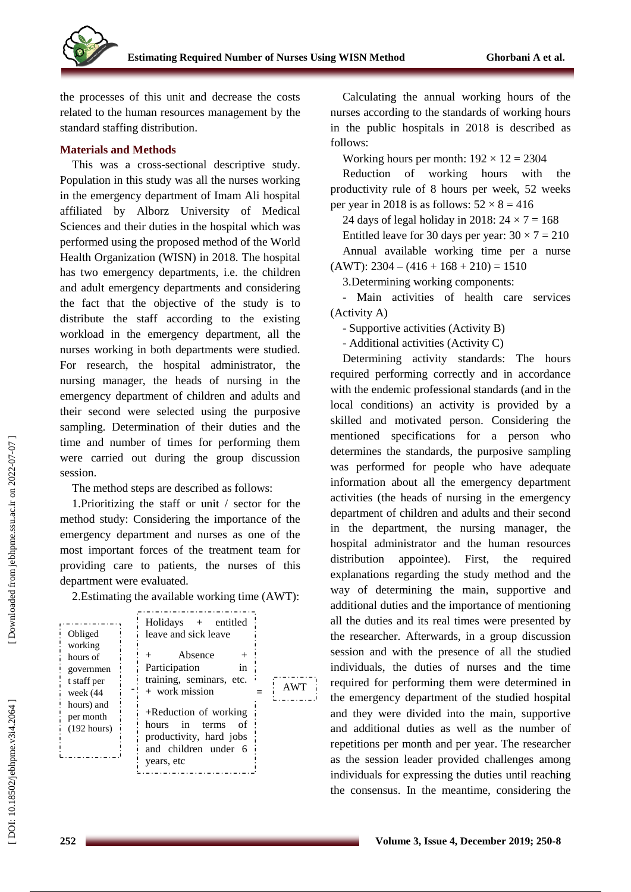the processes of this unit and decrease the costs related to the human resources management by the standard staffing distribution.

## Materials and Methods

This was a cross-sectional descriptive study. Population in this study was all the nurses working in the emergency department of Imam Ali hospital affiliated by Alborz University of Medical Sciences and their duties in the hospital which was performed using the proposed method of the World Health Organization (WISN) in 2018. The hospital has two emergency departments, i.e. the children and adult emergency departments and considering the fact that the objective of the study is to distribute the staff according to the existing workload in the emergency department, all the nurses working in both departments were studied. For research, the hospital administrator, the nursing manager, the heads of nursing in the emergency department of children and adults and their second were selected using the purposive sampling. Determination of their duties and the time and number of times for performing them were carried out during the group discussion session.

The method steps are described as follows:

1.Prioritizing the staff or unit / sector for the method study: Considering the importance of the emergency department and nurses as one of the most important forces of the treatment team for providing care to patients, the nurses of this department were evaluated.

2.Estimating the available working time (AWT):

| Obliged working hours of government staff per week (44 hours) and per month (192 hours) | - | Holidays + entitled leave and sick leave + Absence + Participation in training, seminars, etc. + work mission +Reduction of working hours in terms of productivity, hard jobs and children under 6 years, etc | = | AWT |
|---|---|---|---|---|

Calculating the annual working hours of the nurses according to the standards of working hours in the public hospitals in 2018 is described as follows:

Working hours per month: $192 \times 12 = 2304$

Reduction of working hours with the productivity rule of 8 hours per week, 52 weeks per year in 2018 is as follows: $52 \times 8 = 416$

24 days of legal holiday in 2018: $24 \times 7 = 168$

Entitled leave for 30 days per year: $30 \times 7 = 210$

Annual available working time per a nurse (AWT): $2304 - (416 + 168 + 210) = 1510$

3.Determining working components:

- Main activities of health care services (Activity A)
- Supportive activities (Activity B)
- Additional activities (Activity C)

Determining activity standards: The hours required performing correctly and in accordance with the endemic professional standards (and in the local conditions) an activity is provided by a skilled and motivated person. Considering the mentioned specifications for a person who determines the standards, the purposive sampling was performed for people who have adequate information about all the emergency department activities (the heads of nursing in the emergency department of children and adults and their second in the department, the nursing manager, the hospital administrator and the human resources distribution appointee). First, the required explanations regarding the study method and the way of determining the main, supportive and additional duties and the importance of mentioning all the duties and its real times were presented by the researcher. Afterwards, in a group discussion session and with the presence of all the studied individuals, the duties of nurses and the time required for performing them were determined in the emergency department of the studied hospital and they were divided into the main, supportive and additional duties as well as the number of repetitions per month and per year. The researcher as the session leader provided challenges among individuals for expressing the duties until reaching the consensus. In the meantime, considering the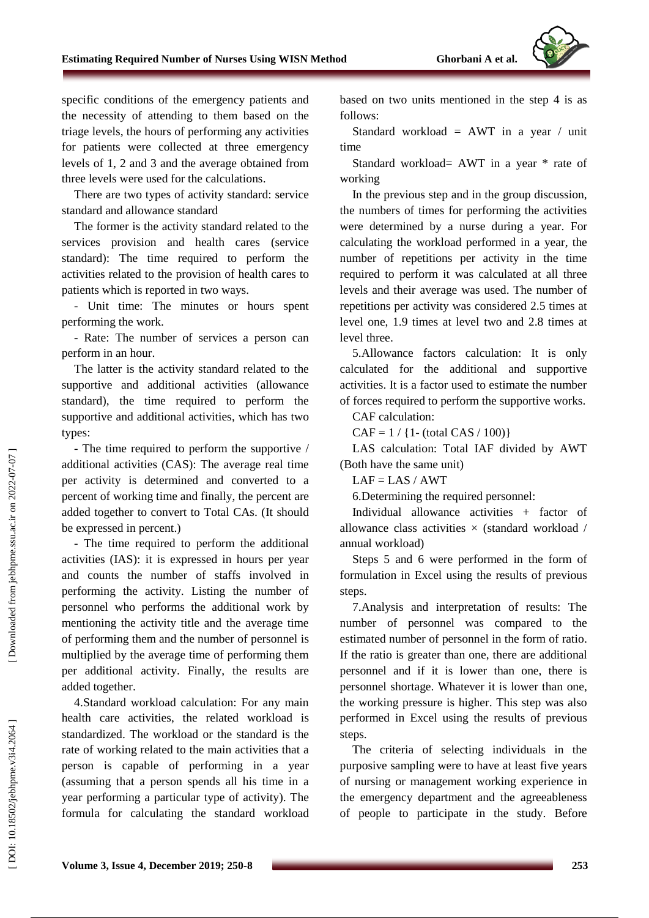specific conditions of the emergency patients and the necessity of attending to them based on the triage levels, the hours of performing any activities for patients were collected at three emergency levels of 1, 2 and 3 and the average obtained from three levels were used for the calculations.

There are two types of activity standard: service standard and allowance standard

The former is the activity standard related to the services provision and health cares (service standard): The time required to perform the activities related to the provision of health cares to patients which is reported in two ways.

- Unit time: The minutes or hours spent performing the work.
- Rate: The number of services a person can perform in an hour.

The latter is the activity standard related to the supportive and additional activities (allowance standard), the time required to perform the supportive and additional activities, which has two types:

- The time required to perform the supportive / additional activities (CAS): The average real time per activity is determined and converted to a percent of working time and finally, the percent are added together to convert to Total CAs. (It should be expressed in percent.)
- The time required to perform the additional activities (IAS): it is expressed in hours per year and counts the number of staffs involved in performing the activity. Listing the number of personnel who performs the additional work by mentioning the activity title and the average time of performing them and the number of personnel is multiplied by the average time of performing them per additional activity. Finally, the results are added together.

4.Standard workload calculation: For any main health care activities, the related workload is standardized. The workload or the standard is the rate of working related to the main activities that a person is capable of performing in a year (assuming that a person spends all his time in a year performing a particular type of activity). The formula for calculating the standard workload based on two units mentioned in the step 4 is as follows:

Standard workload = AWT in a year / unit time

Standard workload= AWT in a year * rate of working

In the previous step and in the group discussion, the numbers of times for performing the activities were determined by a nurse during a year. For calculating the workload performed in a year, the number of repetitions per activity in the time required to perform it was calculated at all three levels and their average was used. The number of repetitions per activity was considered 2.5 times at level one, 1.9 times at level two and 2.8 times at level three.

5.Allowance factors calculation: It is only calculated for the additional and supportive activities. It is a factor used to estimate the number of forces required to perform the supportive works.

CAF calculation:

$$CAF = 1 / \{1 - (\text{total } CAS / 100)\}$$

LAS calculation: Total IAF divided by AWT (Both have the same unit)

$$LAF = LAS / AWT$$

6.Determining the required personnel:

Individual allowance activities + factor of allowance class activities × (standard workload / annual workload)

Steps 5 and 6 were performed in the form of formulation in Excel using the results of previous steps.

7.Analysis and interpretation of results: The number of personnel was compared to the estimated number of personnel in the form of ratio. If the ratio is greater than one, there are additional personnel and if it is lower than one, there is personnel shortage. Whatever it is lower than one, the working pressure is higher. This step was also performed in Excel using the results of previous steps.

The criteria of selecting individuals in the purposive sampling were to have at least five years of nursing or management working experience in the emergency department and the agreeableness of people to participate in the study. Before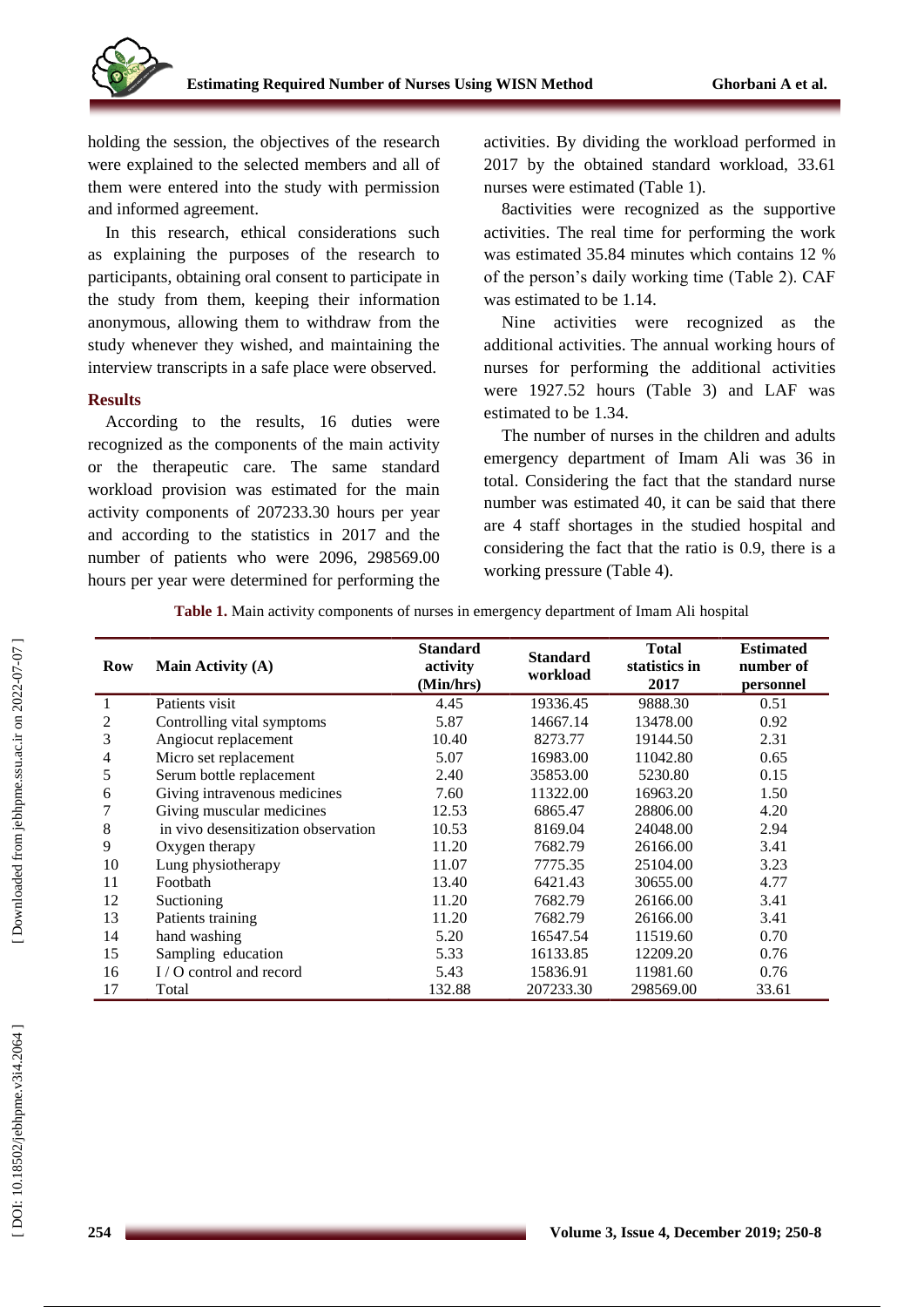holding the session, the objectives of the research were explained to the selected members and all of them were entered into the study with permission and informed agreement.

In this research, ethical considerations such as explaining the purposes of the research to participants, obtaining oral consent to participate in the study from them, keeping their information anonymous, allowing them to withdraw from the study whenever they wished, and maintaining the interview transcripts in a safe place were observed.

## Results

According to the results, 16 duties were recognized as the components of the main activity or the therapeutic care. The same standard workload provision was estimated for the main activity components of 207233.30 hours per year and according to the statistics in 2017 and the number of patients who were 2096, 298569.00 hours per year were determined for performing the activities. By dividing the workload performed in 2017 by the obtained standard workload, 33.61 nurses were estimated (Table 1).

8activities were recognized as the supportive activities. The real time for performing the work was estimated 35.84 minutes which contains 12 % of the person's daily working time (Table 2). CAF was estimated to be 1.14.

Nine activities were recognized as the additional activities. The annual working hours of nurses for performing the additional activities were 1927.52 hours (Table 3) and LAF was estimated to be 1.34.

The number of nurses in the children and adults emergency department of Imam Ali was 36 in total. Considering the fact that the standard nurse number was estimated 40, it can be said that there are 4 staff shortages in the studied hospital and considering the fact that the ratio is 0.9, there is a working pressure (Table 4).

**Table 1.** Main activity components of nurses in emergency department of Imam Ali hospital

| Row | Main Activity (A) | Standard activity (Min/hrs) | Standard workload | Total statistics in 2017 | Estimated number of personnel |
|---|---|---|---|---|---|
| 1 | Patients visit | 4.45 | 19336.45 | 9888.30 | 0.51 |
| 2 | Controlling vital symptoms | 5.87 | 14667.14 | 13478.00 | 0.92 |
| 3 | Angiocut replacement | 10.40 | 8273.77 | 19144.50 | 2.31 |
| 4 | Micro set replacement | 5.07 | 16983.00 | 11042.80 | 0.65 |
| 5 | Serum bottle replacement | 2.40 | 35853.00 | 5230.80 | 0.15 |
| 6 | Giving intravenous medicines | 7.60 | 11322.00 | 16963.20 | 1.50 |
| 7 | Giving muscular medicines | 12.53 | 6865.47 | 28806.00 | 4.20 |
| 8 | in vivo desensitization observation | 10.53 | 8169.04 | 24048.00 | 2.94 |
| 9 | Oxygen therapy | 11.20 | 7682.79 | 26166.00 | 3.41 |
| 10 | Lung physiotherapy | 11.07 | 7775.35 | 25104.00 | 3.23 |
| 11 | Footbath | 13.40 | 6421.43 | 30655.00 | 4.77 |
| 12 | Suctioning | 11.20 | 7682.79 | 26166.00 | 3.41 |
| 13 | Patients training | 11.20 | 7682.79 | 26166.00 | 3.41 |
| 14 | hand washing | 5.20 | 16547.54 | 11519.60 | 0.70 |
| 15 | Sampling education | 5.33 | 16133.85 | 12209.20 | 0.76 |
| 16 | I / O control and record | 5.43 | 15836.91 | 11981.60 | 0.76 |
| 17 | Total | 132.88 | 207233.30 | 298569.00 | 33.61 |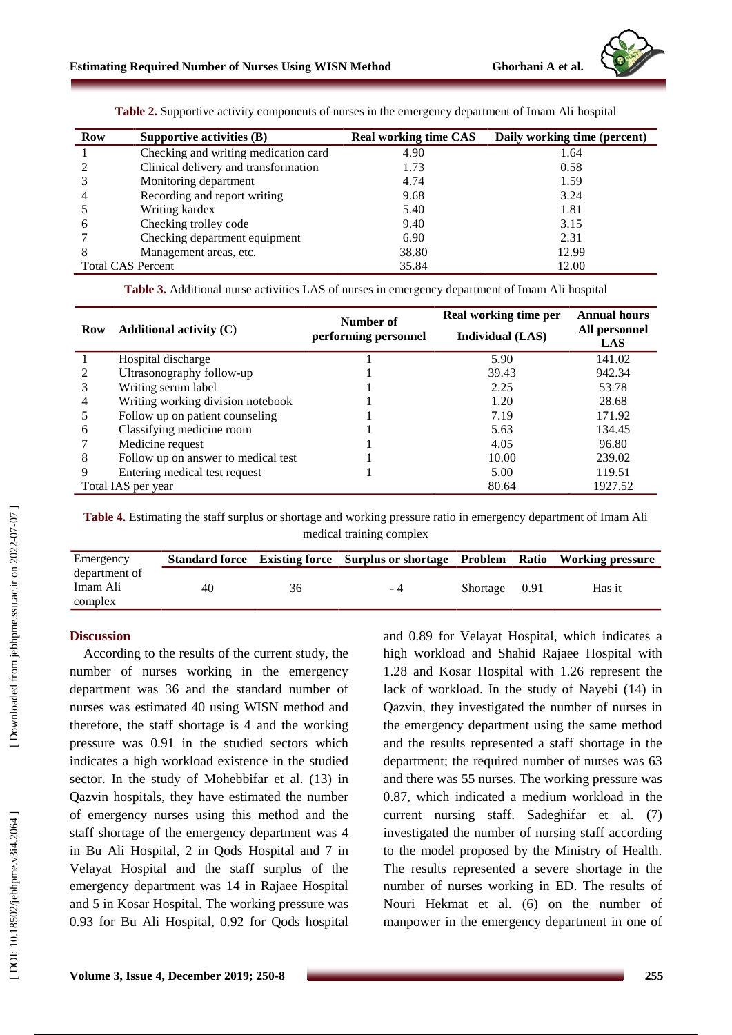**Table 2.** Supportive activity components of nurses in the emergency department of Imam Ali hospital

| Row | Supportive activities (B) | Real working time CAS | Daily working time (percent) |
|---|---|---|---|
| 1 | Checking and writing medication card | 4.90 | 1.64 |
| 2 | Clinical delivery and transformation | 1.73 | 0.58 |
| 3 | Monitoring department | 4.74 | 1.59 |
| 4 | Recording and report writing | 9.68 | 3.24 |
| 5 | Writing kardex | 5.40 | 1.81 |
| 6 | Checking trolley code | 9.40 | 3.15 |
| 7 | Checking department equipment | 6.90 | 2.31 |
| 8 | Management areas, etc. | 38.80 | 12.99 |
| Total CAS Percent | | 35.84 | 12.00 |

**Table 3.** Additional nurse activities LAS of nurses in emergency department of Imam Ali hospital

| Row | Additional activity (C) | Number of performing personnel | Real working time per Individual (LAS) | Annual hours All personnel LAS |
|---|---|---|---|---|
| 1 | Hospital discharge | 1 | 5.90 | 141.02 |
| 2 | Ultrasonography follow-up | 1 | 39.43 | 942.34 |
| 3 | Writing serum label | 1 | 2.25 | 53.78 |
| 4 | Writing working division notebook | 1 | 1.20 | 28.68 |
| 5 | Follow up on patient counseling | 1 | 7.19 | 171.92 |
| 6 | Classifying medicine room | 1 | 5.63 | 134.45 |
| 7 | Medicine request | 1 | 4.05 | 96.80 |
| 8 | Follow up on answer to medical test | 1 | 10.00 | 239.02 |
| 9 | Entering medical test request | 1 | 5.00 | 119.51 |
| Total IAS per year | | | 80.64 | 1927.52 |

**Table 4.** Estimating the staff surplus or shortage and working pressure ratio in emergency department of Imam Ali medical training complex

| Emergency department of Imam Ali complex | Standard force | Existing force | Surplus or shortage | Problem | Ratio | Working pressure |
|---|---|---|---|---|---|---|
| | 40 | 36 | - 4 | Shortage | 0.91 | Has it |

## Discussion

According to the results of the current study, the number of nurses working in the emergency department was 36 and the standard number of nurses was estimated 40 using WISN method and therefore, the staff shortage is 4 and the working pressure was 0.91 in the studied sectors which indicates a high workload existence in the studied sector. In the study of Mohebbifar et al. (13) in Qazvin hospitals, they have estimated the number of emergency nurses using this method and the staff shortage of the emergency department was 4 in Bu Ali Hospital, 2 in Qods Hospital and 7 in Velayat Hospital and the staff surplus of the emergency department was 14 in Rajaee Hospital and 5 in Kosar Hospital. The working pressure was 0.93 for Bu Ali Hospital, 0.92 for Qods hospital and 0.89 for Velayat Hospital, which indicates a high workload and Shahid Rajaee Hospital with 1.28 and Kosar Hospital with 1.26 represent the lack of workload. In the study of Nayebi (14) in Qazvin, they investigated the number of nurses in the emergency department using the same method and the results represented a staff shortage in the department; the required number of nurses was 63 and there was 55 nurses. The working pressure was 0.87, which indicated a medium workload in the current nursing staff. Sadeghifar et al. (7) investigated the number of nursing staff according to the model proposed by the Ministry of Health. The results represented a severe shortage in the number of nurses working in ED. The results of Nouri Hekmat et al. (6) on the number of manpower in the emergency department in one of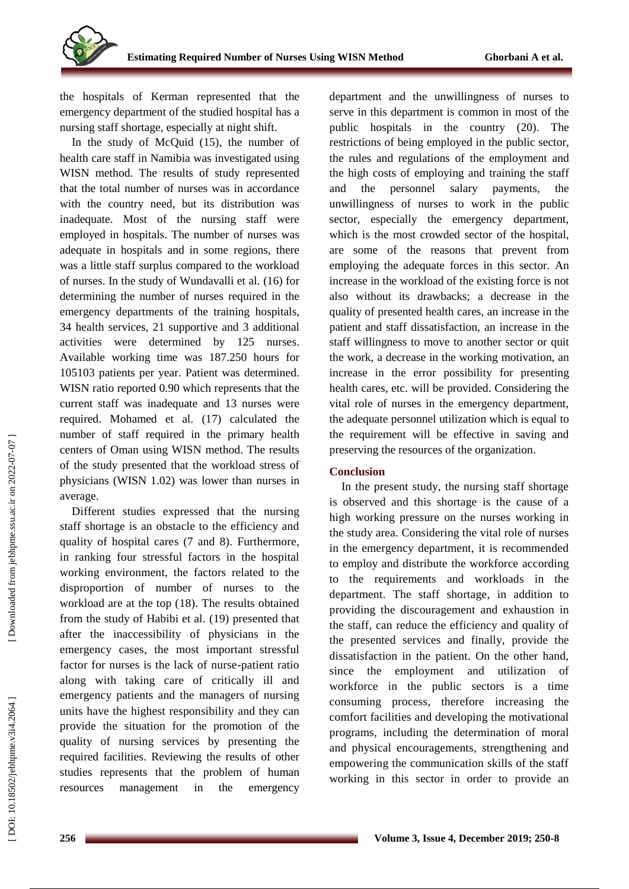the hospitals of Kerman represented that the emergency department of the studied hospital has a nursing staff shortage, especially at night shift.

In the study of McQuid (15), the number of health care staff in Namibia was investigated using WISN method. The results of study represented that the total number of nurses was in accordance with the country need, but its distribution was inadequate. Most of the nursing staff were employed in hospitals. The number of nurses was adequate in hospitals and in some regions, there was a little staff surplus compared to the workload of nurses. In the study of Wundavalli et al. (16) for determining the number of nurses required in the emergency departments of the training hospitals, 34 health services, 21 supportive and 3 additional activities were determined by 125 nurses. Available working time was 187.250 hours for 105103 patients per year. Patient was determined. WISN ratio reported 0.90 which represents that the current staff was inadequate and 13 nurses were required. Mohamed et al. (17) calculated the number of staff required in the primary health centers of Oman using WISN method. The results of the study presented that the workload stress of physicians (WISN 1.02) was lower than nurses in average.

Different studies expressed that the nursing staff shortage is an obstacle to the efficiency and quality of hospital cares (7 and 8). Furthermore, in ranking four stressful factors in the hospital working environment, the factors related to the disproportion of number of nurses to the workload are at the top (18). The results obtained from the study of Habibi et al. (19) presented that after the inaccessibility of physicians in the emergency cases, the most important stressful factor for nurses is the lack of nurse-patient ratio along with taking care of critically ill and emergency patients and the managers of nursing units have the highest responsibility and they can provide the situation for the promotion of the quality of nursing services by presenting the required facilities. Reviewing the results of other studies represents that the problem of human resources management in the emergency department and the unwillingness of nurses to serve in this department is common in most of the public hospitals in the country (20). The restrictions of being employed in the public sector, the rules and regulations of the employment and the high costs of employing and training the staff and the personnel salary payments, the unwillingness of nurses to work in the public sector, especially the emergency department, which is the most crowded sector of the hospital, are some of the reasons that prevent from employing the adequate forces in this sector. An increase in the workload of the existing force is not also without its drawbacks; a decrease in the quality of presented health cares, an increase in the patient and staff dissatisfaction, an increase in the staff willingness to move to another sector or quit the work, a decrease in the working motivation, an increase in the error possibility for presenting health cares, etc. will be provided. Considering the vital role of nurses in the emergency department, the adequate personnel utilization which is equal to the requirement will be effective in saving and preserving the resources of the organization.

## Conclusion

In the present study, the nursing staff shortage is observed and this shortage is the cause of a high working pressure on the nurses working in the study area. Considering the vital role of nurses in the emergency department, it is recommended to employ and distribute the workforce according to the requirements and workloads in the department. The staff shortage, in addition to providing the discouragement and exhaustion in the staff, can reduce the efficiency and quality of the presented services and finally, provide the dissatisfaction in the patient. On the other hand, since the employment and utilization of workforce in the public sectors is a time consuming process, therefore increasing the comfort facilities and developing the motivational programs, including the determination of moral and physical encouragements, strengthening and empowering the communication skills of the staff working in this sector in order to provide an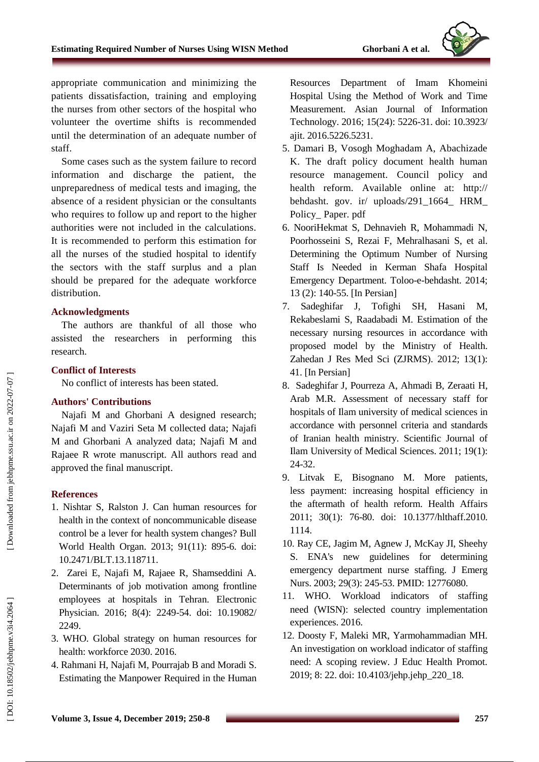appropriate communication and minimizing the patients dissatisfaction, training and employing the nurses from other sectors of the hospital who volunteer the overtime shifts is recommended until the determination of an adequate number of staff.

Some cases such as the system failure to record information and discharge the patient, the unpreparedness of medical tests and imaging, the absence of a resident physician or the consultants who requires to follow up and report to the higher authorities were not included in the calculations. It is recommended to perform this estimation for all the nurses of the studied hospital to identify the sectors with the staff surplus and a plan should be prepared for the adequate workforce distribution.

## Acknowledgments

The authors are thankful of all those who assisted the researchers in performing this research.

## Conflict of Interests

No conflict of interests has been stated.

## Authors' Contributions

Najafi M and Ghorbani A designed research; Najafi M and Vaziri Seta M collected data; Najafi M and Ghorbani A analyzed data; Najafi M and Rajaee R wrote manuscript. All authors read and approved the final manuscript.

## References

1. Nishtar S, Ralston J. Can human resources for health in the context of noncommunicable disease control be a lever for health system changes? Bull World Health Organ. 2013; 91(11): 895-6. doi: 10.2471/BLT.13.118711.
2. Zarei E, Najafi M, Rajaee R, Shamseddini A. Determinants of job motivation among frontline employees at hospitals in Tehran. Electronic Physician. 2016; 8(4): 2249-54. doi: 10.19082/2249.
3. WHO. Global strategy on human resources for health: workforce 2030. 2016.
4. Rahmani H, Najafi M, Pourrajab B and Moradi S. Estimating the Manpower Required in the Human Resources Department of Imam Khomeini Hospital Using the Method of Work and Time Measurement. Asian Journal of Information Technology. 2016; 15(24): 5226-31. doi: 10.3923/ajit. 2016.5226.5231.
5. Damari B, Vosogh Moghadam A, Abachizade K. The draft policy document health human resource management. Council policy and health reform. Available online at: http:// behdasht. gov. ir/ uploads/291_1664_ HRM_ Policy_ Paper. pdf
6. NooriHekmat S, Dehnavieh R, Mohammadi N, Poorhosseini S, Rezai F, Mehralhasani S, et al. Determining the Optimum Number of Nursing Staff Is Needed in Kerman Shafa Hospital Emergency Department. Toloo-e-behdasht. 2014; 13 (2): 140-55. [In Persian]
7. Sadeghifar J, Tofighi SH, Hasani M, Rekabeslami S, Raadabadi M. Estimation of the necessary nursing resources in accordance with proposed model by the Ministry of Health. Zahedan J Res Med Sci (ZJRMS). 2012; 13(1): 41. [In Persian]
8. Sadeghifar J, Pourreza A, Ahmadi B, Zeraati H, Arab M.R. Assessment of necessary staff for hospitals of Ilam university of medical sciences in accordance with personnel criteria and standards of Iranian health ministry. Scientific Journal of Ilam University of Medical Sciences. 2011; 19(1): 24-32.
9. Litvak E, Bisognano M. More patients, less payment: increasing hospital efficiency in the aftermath of health reform. Health Affairs 2011; 30(1): 76-80. doi: 10.1377/hlthaff.2010. 1114.
10. Ray CE, Jagim M, Agnew J, McKay JI, Sheehy S. ENA's new guidelines for determining emergency department nurse staffing. J Emerg Nurs. 2003; 29(3): 245-53. PMID: 12776080.
11. WHO. Workload indicators of staffing need (WISN): selected country implementation experiences. 2016.
12. Doosty F, Maleki MR, Yarmohammadian MH. An investigation on workload indicator of staffing need: A scoping review. J Educ Health Promot. 2019; 8: 22. doi: 10.4103/jehp.jehp_220_18.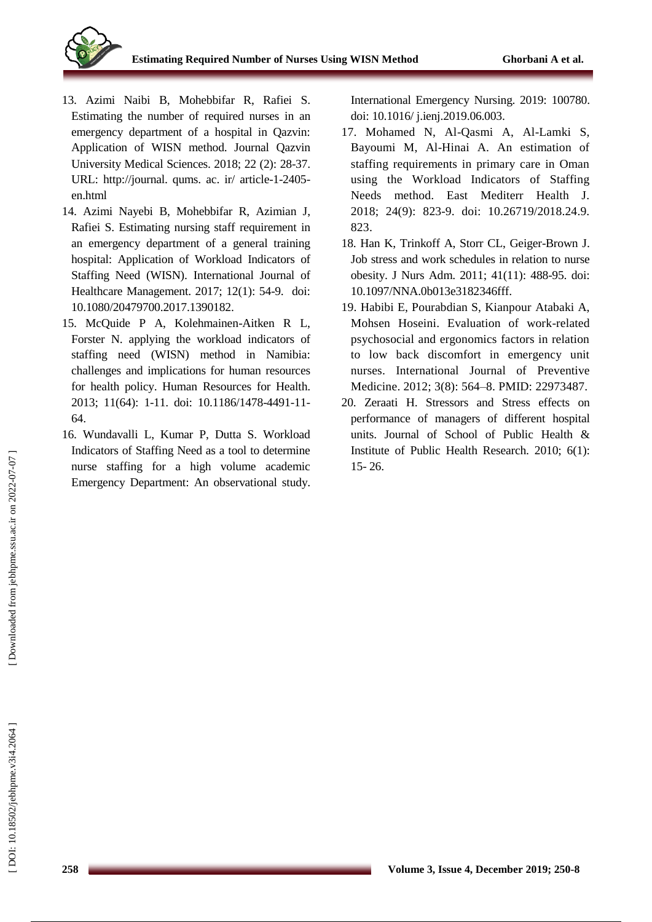13. Azimi Naibi B, Mohebbifar R, Rafiei S. Estimating the number of required nurses in an emergency department of a hospital in Qazvin: Application of WISN method. Journal Qazvin University Medical Sciences. 2018; 22 (2): 28-37. URL: http://journal. qums. ac. ir/ article-1-2405-en.html
14. Azimi Nayebi B, Mohebbifar R, Azimian J, Rafiei S. Estimating nursing staff requirement in an emergency department of a general training hospital: Application of Workload Indicators of Staffing Need (WISN). International Journal of Healthcare Management. 2017; 12(1): 54-9. doi: 10.1080/20479700.2017.1390182.
15. McQuide P A, Kolehmainen-Aitken R L, Forster N. applying the workload indicators of staffing need (WISN) method in Namibia: challenges and implications for human resources for health policy. Human Resources for Health. 2013; 11(64): 1-11. doi: 10.1186/1478-4491-11-64.
16. Wundavalli L, Kumar P, Dutta S. Workload Indicators of Staffing Need as a tool to determine nurse staffing for a high volume academic Emergency Department: An observational study. International Emergency Nursing. 2019: 100780. doi: 10.1016/ j.ienj.2019.06.003.
17. Mohamed N, Al-Qasmi A, Al-Lamki S, Bayoumi M, Al-Hinai A. An estimation of staffing requirements in primary care in Oman using the Workload Indicators of Staffing Needs method. East Mediterr Health J. 2018; 24(9): 823-9. doi: 10.26719/2018.24.9.823.
18. Han K, Trinkoff A, Storr CL, Geiger-Brown J. Job stress and work schedules in relation to nurse obesity. J Nurs Adm. 2011; 41(11): 488-95. doi: 10.1097/NNA.0b013e3182346fff.
19. Habibi E, Pourabdian S, Kianpour Atabaki A, Mohsen Hoseini. Evaluation of work-related psychosocial and ergonomics factors in relation to low back discomfort in emergency unit nurses. International Journal of Preventive Medicine. 2012; 3(8): 564–8. PMID: 22973487.
20. Zeraati H. Stressors and Stress effects on performance of managers of different hospital units. Journal of School of Public Health & Institute of Public Health Research. 2010; 6(1): 15- 26.